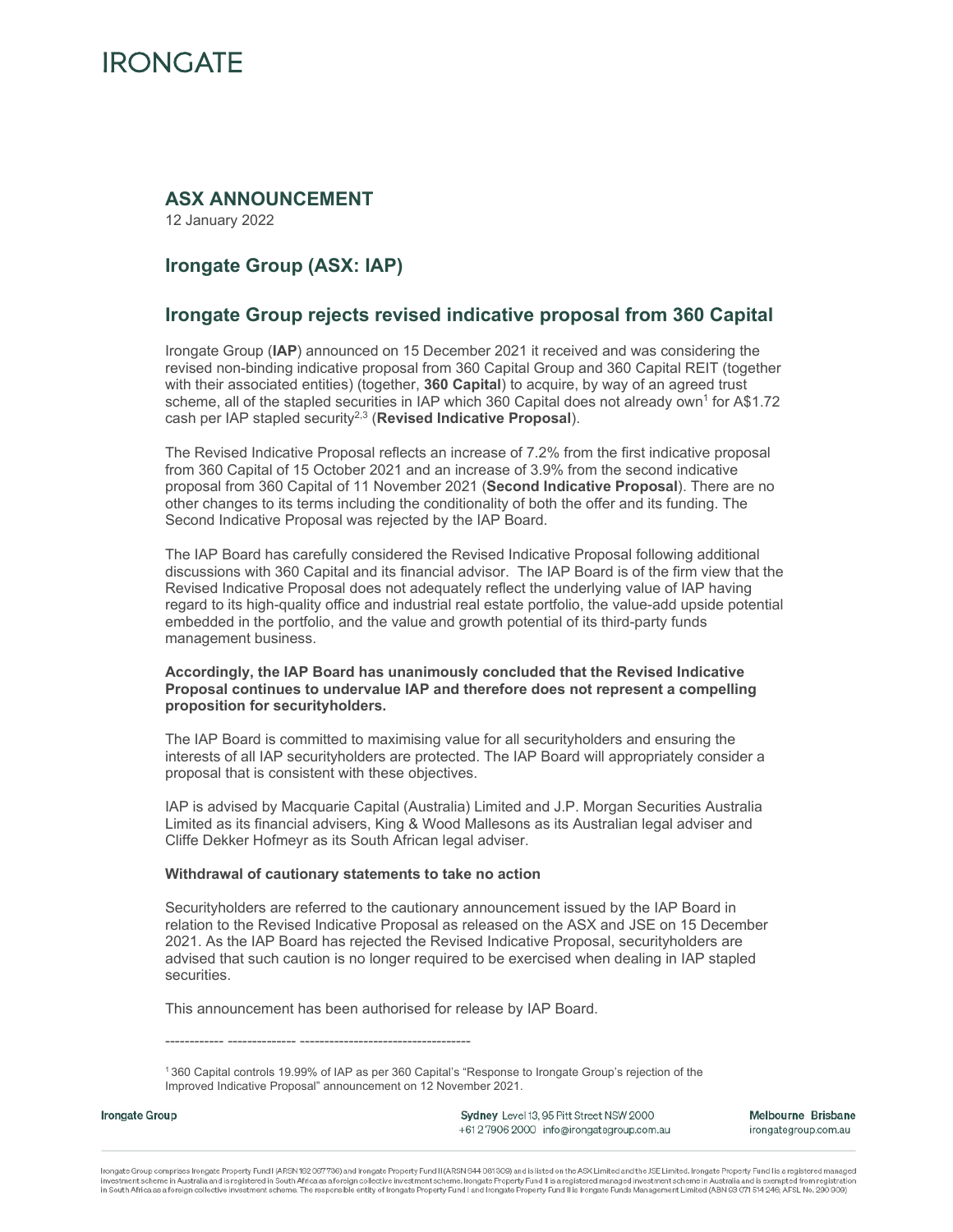IRONGATE

# ASX ANNOUNCEMENT

12 January 2022

## Irongate Group (ASX: IAP)

## Irongate Group rejects revised indicative proposal from 360 Capital

Irongate Group (**IAP**) announced on 15 December 2021 it received and was considering the revised non-binding indicative proposal from 360 Capital Group and 360 Capital REIT (together with their associated entities) (together, **360 Capital**) to acquire, by way of an agreed trust scheme, all of the stapled securities in IAP which 360 Capital does not already own[1] for A$1.72 cash per IAP stapled security[2,3] (**Revised Indicative Proposal**).

The Revised Indicative Proposal reflects an increase of 7.2% from the first indicative proposal from 360 Capital of 15 October 2021 and an increase of 3.9% from the second indicative proposal from 360 Capital of 11 November 2021 (**Second Indicative Proposal**). There are no other changes to its terms including the conditionality of both the offer and its funding. The Second Indicative Proposal was rejected by the IAP Board.

The IAP Board has carefully considered the Revised Indicative Proposal following additional discussions with 360 Capital and its financial advisor. The IAP Board is of the firm view that the Revised Indicative Proposal does not adequately reflect the underlying value of IAP having regard to its high-quality office and industrial real estate portfolio, the value-add upside potential embedded in the portfolio, and the value and growth potential of its third-party funds management business.

**Accordingly, the IAP Board has unanimously concluded that the Revised Indicative Proposal continues to undervalue IAP and therefore does not represent a compelling proposition for securityholders.**

The IAP Board is committed to maximising value for all securityholders and ensuring the interests of all IAP securityholders are protected. The IAP Board will appropriately consider a proposal that is consistent with these objectives.

IAP is advised by Macquarie Capital (Australia) Limited and J.P. Morgan Securities Australia Limited as its financial advisers, King & Wood Mallesons as its Australian legal adviser and Cliffe Dekker Hofmeyr as its South African legal adviser.

**Withdrawal of cautionary statements to take no action**

Securityholders are referred to the cautionary announcement issued by the IAP Board in relation to the Revised Indicative Proposal as released on the ASX and JSE on 15 December 2021. As the IAP Board has rejected the Revised Indicative Proposal, securityholders are advised that such caution is no longer required to be exercised when dealing in IAP stapled securities.

This announcement has been authorised for release by IAP Board.

------------ -------------- -----------------------------------

[1] 360 Capital controls 19.99% of IAP as per 360 Capital's "Response to Irongate Group's rejection of the Improved Indicative Proposal" announcement on 12 November 2021.

Irongate Group comprises Irongate Property Fund I (ARSN 162 067 736) and Irongate Property Fund II (ARSN 644 081 309) and is listed on the ASX Limited and the JSE Limited. Irongate Property Fund I is a registered managed investment scheme in Australia and is registered in South Africa as a foreign collective investment scheme. Irongate Property Fund II is a registered managed investment scheme in Australia and is exempted from registration in South Africa as a foreign collective investment scheme. The responsible entity of Irongate Property Fund I and Irongate Property Fund II is Irongate Funds Management Limited (ABN 63 071 514 246; AFSL No. 290 909)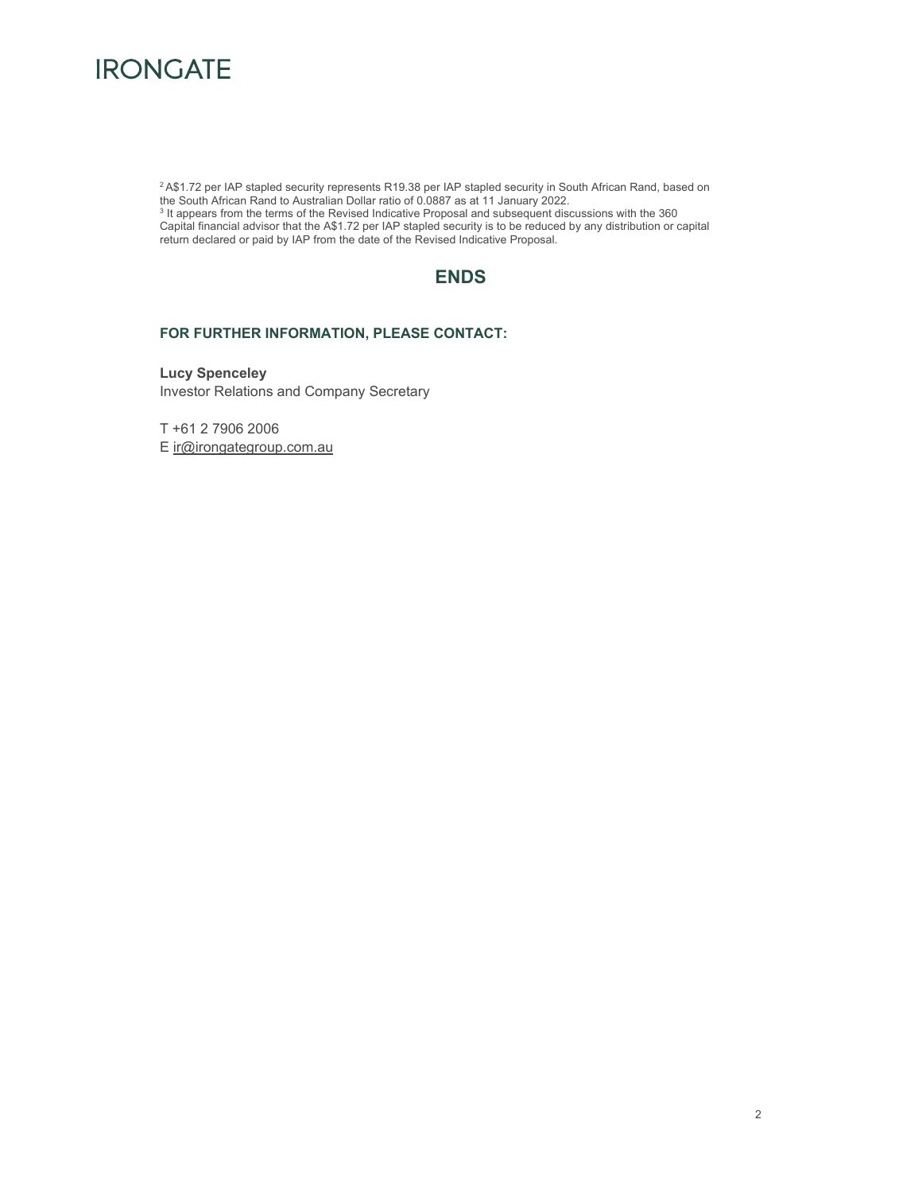[2] A$1.72 per IAP stapled security represents R19.38 per IAP stapled security in South African Rand, based on the South African Rand to Australian Dollar ratio of 0.0887 as at 11 January 2022.

[3] It appears from the terms of the Revised Indicative Proposal and subsequent discussions with the 360 Capital financial advisor that the A$1.72 per IAP stapled security is to be reduced by any distribution or capital return declared or paid by IAP from the date of the Revised Indicative Proposal.

## ENDS

### FOR FURTHER INFORMATION, PLEASE CONTACT:

**Lucy Spenceley**
Investor Relations and Company Secretary

T +61 2 7906 2006
E ir@irongategroup.com.au